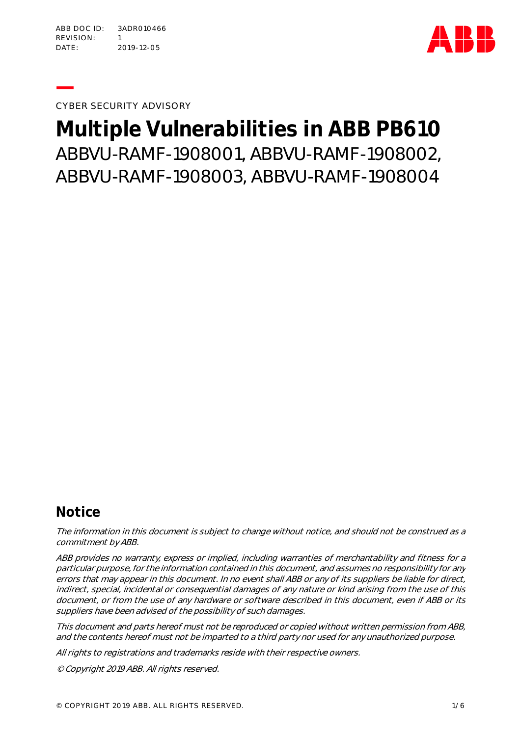ABB DOC ID: 3ADR010466
REVISION: 1
DATE: 2019-12-05

CYBER SECURITY ADVISORY

# Multiple Vulnerabilities in ABB PB610

ABBVU-RAMF-1908001, ABBVU-RAMF-1908002, ABBVU-RAMF-1908003, ABBVU-RAMF-1908004

## Notice

*The information in this document is subject to change without notice, and should not be construed as a commitment by ABB.*

*ABB provides no warranty, express or implied, including warranties of merchantability and fitness for a particular purpose, for the information contained in this document, and assumes no responsibility for any errors that may appear in this document. In no event shall ABB or any of its suppliers be liable for direct, indirect, special, incidental or consequential damages of any nature or kind arising from the use of this document, or from the use of any hardware or software described in this document, even if ABB or its suppliers have been advised of the possibility of such damages.*

*This document and parts hereof must not be reproduced or copied without written permission from ABB, and the contents hereof must not be imparted to a third party nor used for any unauthorized purpose.*

*All rights to registrations and trademarks reside with their respective owners.*

*© Copyright 2019 ABB. All rights reserved.*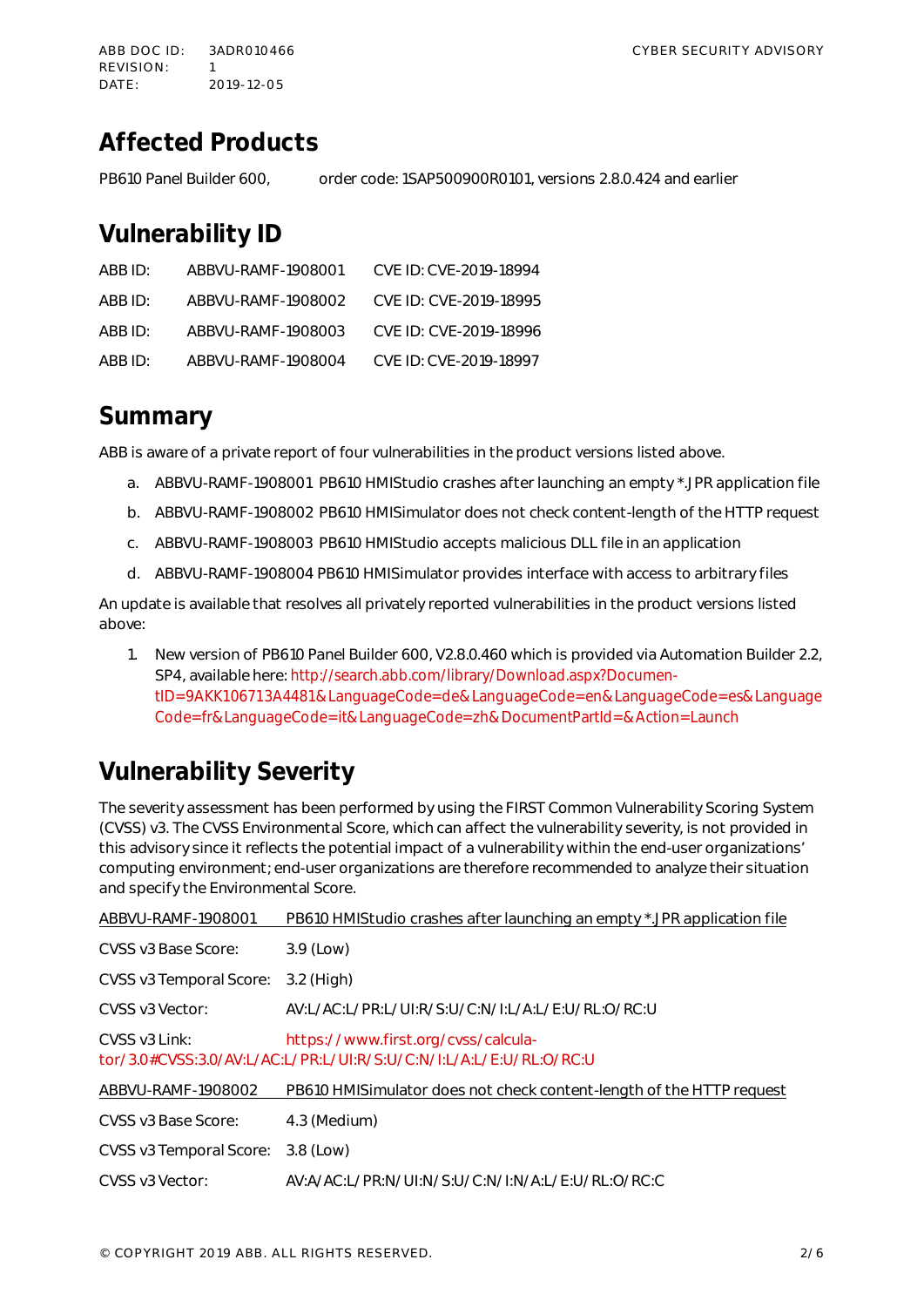## Affected Products

PB610 Panel Builder 600, order code: 1SAP500900R0101, versions 2.8.0.424 and earlier

## Vulnerability ID

| | | |
|---|---|---|
| ABB ID: | ABBVU-RAMF-1908001 | CVE ID: CVE-2019-18994 |
| ABB ID: | ABBVU-RAMF-1908002 | CVE ID: CVE-2019-18995 |
| ABB ID: | ABBVU-RAMF-1908003 | CVE ID: CVE-2019-18996 |
| ABB ID: | ABBVU-RAMF-1908004 | CVE ID: CVE-2019-18997 |

## Summary

ABB is aware of a private report of four vulnerabilities in the product versions listed above.

a. ABBVU-RAMF-1908001 PB610 HMIStudio crashes after launching an empty *.JPR application file
b. ABBVU-RAMF-1908002 PB610 HMISimulator does not check content-length of the HTTP request
c. ABBVU-RAMF-1908003 PB610 HMIStudio accepts malicious DLL file in an application
d. ABBVU-RAMF-1908004 PB610 HMISimulator provides interface with access to arbitrary files

An update is available that resolves all privately reported vulnerabilities in the product versions listed above:

1. New version of PB610 Panel Builder 600, V2.8.0.460 which is provided via Automation Builder 2.2, SP4, available here: http://search.abb.com/library/Download.aspx?DocumentID=9AKK106713A4481&LanguageCode=de&LanguageCode=en&LanguageCode=es&LanguageCode=fr&LanguageCode=it&LanguageCode=zh&DocumentPartId=&Action=Launch

## Vulnerability Severity

The severity assessment has been performed by using the FIRST Common Vulnerability Scoring System (CVSS) v3. The CVSS Environmental Score, which can affect the vulnerability severity, is not provided in this advisory since it reflects the potential impact of a vulnerability within the end-user organizations' computing environment; end-user organizations are therefore recommended to analyze their situation and specify the Environmental Score.

ABBVU-RAMF-1908001 PB610 HMIStudio crashes after launching an empty *.JPR application file

CVSS v3 Base Score: 3.9 (Low)

CVSS v3 Temporal Score: 3.2 (High)

CVSS v3 Vector: AV:L/AC:L/PR:L/UI:R/S:U/C:N/I:L/A:L/E:U/RL:O/RC:U

CVSS v3 Link: https://www.first.org/cvss/calculator/3.0#CVSS:3.0/AV:L/AC:L/PR:L/UI:R/S:U/C:N/I:L/A:L/E:U/RL:O/RC:U

ABBVU-RAMF-1908002 PB610 HMISimulator does not check content-length of the HTTP request

CVSS v3 Base Score: 4.3 (Medium)

CVSS v3 Temporal Score: 3.8 (Low)

CVSS v3 Vector: AV:A/AC:L/PR:N/UI:N/S:U/C:N/I:N/A:L/E:U/RL:O/RC:C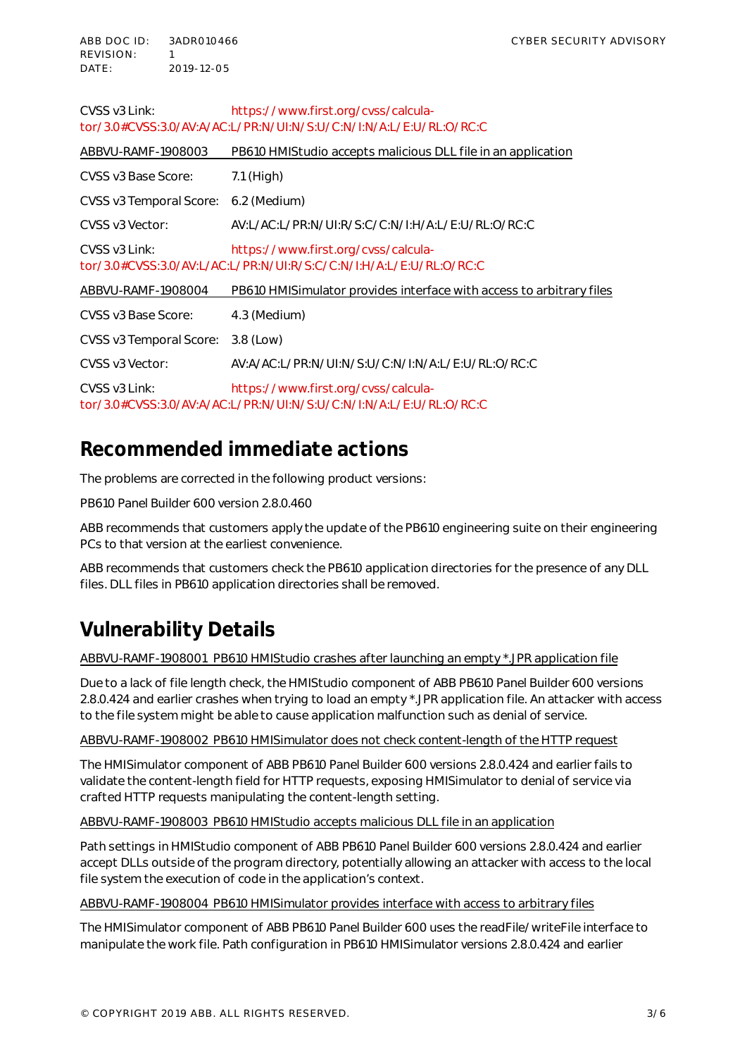CVSS v3 Link: https://www.first.org/cvss/calculator/3.0#CVSS:3.0/AV:A/AC:L/PR:N/UI:N/S:U/C:N/I:N/A:L/E:U/RL:O/RC:C

ABBVU-RAMF-1908003 PB610 HMIStudio accepts malicious DLL file in an application

CVSS v3 Base Score: 7.1 (High)

CVSS v3 Temporal Score: 6.2 (Medium)

CVSS v3 Vector: AV:L/AC:L/PR:N/UI:R/S:C/C:N/I:H/A:L/E:U/RL:O/RC:C

CVSS v3 Link: https://www.first.org/cvss/calculator/3.0#CVSS:3.0/AV:L/AC:L/PR:N/UI:R/S:C/C:N/I:H/A:L/E:U/RL:O/RC:C

ABBVU-RAMF-1908004 PB610 HMISimulator provides interface with access to arbitrary files

CVSS v3 Base Score: 4.3 (Medium)

CVSS v3 Temporal Score: 3.8 (Low)

CVSS v3 Vector: AV:A/AC:L/PR:N/UI:N/S:U/C:N/I:N/A:L/E:U/RL:O/RC:C

CVSS v3 Link: https://www.first.org/cvss/calculator/3.0#CVSS:3.0/AV:A/AC:L/PR:N/UI:N/S:U/C:N/I:N/A:L/E:U/RL:O/RC:C

## Recommended immediate actions

The problems are corrected in the following product versions:

PB610 Panel Builder 600 version 2.8.0.460

ABB recommends that customers apply the update of the PB610 engineering suite on their engineering PCs to that version at the earliest convenience.

ABB recommends that customers check the PB610 application directories for the presence of any DLL files. DLL files in PB610 application directories shall be removed.

## Vulnerability Details

ABBVU-RAMF-1908001 PB610 HMIStudio crashes after launching an empty *.JPR application file

Due to a lack of file length check, the HMIStudio component of ABB PB610 Panel Builder 600 versions 2.8.0.424 and earlier crashes when trying to load an empty *.JPR application file. An attacker with access to the file system might be able to cause application malfunction such as denial of service.

ABBVU-RAMF-1908002 PB610 HMISimulator does not check content-length of the HTTP request

The HMISimulator component of ABB PB610 Panel Builder 600 versions 2.8.0.424 and earlier fails to validate the content-length field for HTTP requests, exposing HMISimulator to denial of service via crafted HTTP requests manipulating the content-length setting.

ABBVU-RAMF-1908003 PB610 HMIStudio accepts malicious DLL file in an application

Path settings in HMIStudio component of ABB PB610 Panel Builder 600 versions 2.8.0.424 and earlier accept DLLs outside of the program directory, potentially allowing an attacker with access to the local file system the execution of code in the application's context.

ABBVU-RAMF-1908004 PB610 HMISimulator provides interface with access to arbitrary files

The HMISimulator component of ABB PB610 Panel Builder 600 uses the readFile/writeFile interface to manipulate the work file. Path configuration in PB610 HMISimulator versions 2.8.0.424 and earlier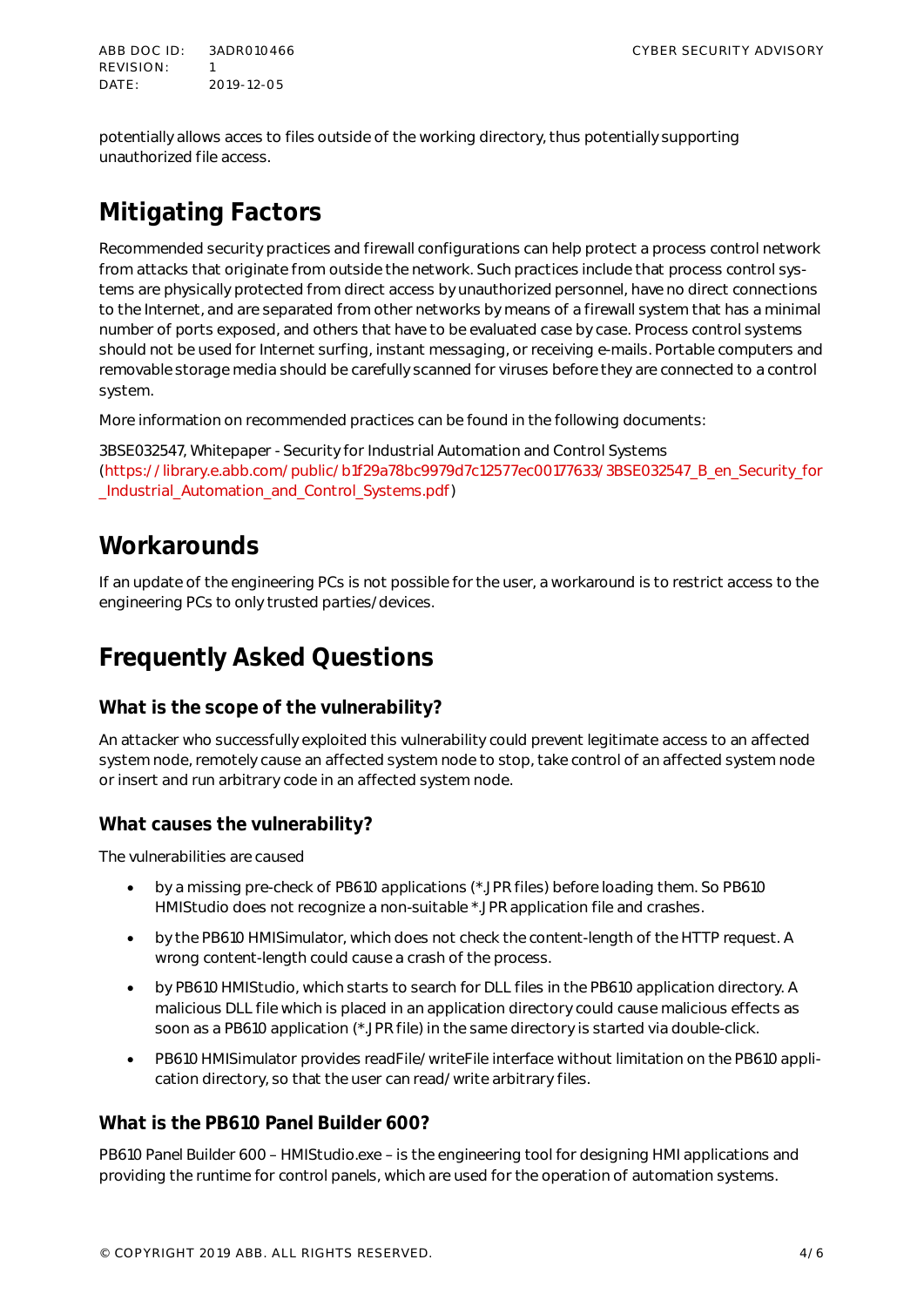potentially allows acces to files outside of the working directory, thus potentially supporting unauthorized file access.

## Mitigating Factors

Recommended security practices and firewall configurations can help protect a process control network from attacks that originate from outside the network. Such practices include that process control systems are physically protected from direct access by unauthorized personnel, have no direct connections to the Internet, and are separated from other networks by means of a firewall system that has a minimal number of ports exposed, and others that have to be evaluated case by case. Process control systems should not be used for Internet surfing, instant messaging, or receiving e-mails. Portable computers and removable storage media should be carefully scanned for viruses before they are connected to a control system.

More information on recommended practices can be found in the following documents:

3BSE032547, Whitepaper - Security for Industrial Automation and Control Systems (https://library.e.abb.com/public/b1f29a78bc9979d7c12577ec00177633/3BSE032547_B_en_Security_for_Industrial_Automation_and_Control_Systems.pdf)

## Workarounds

If an update of the engineering PCs is not possible for the user, a workaround is to restrict access to the engineering PCs to only trusted parties/devices.

## Frequently Asked Questions

### What is the scope of the vulnerability?

An attacker who successfully exploited this vulnerability could prevent legitimate access to an affected system node, remotely cause an affected system node to stop, take control of an affected system node or insert and run arbitrary code in an affected system node.

### What causes the vulnerability?

The vulnerabilities are caused

- by a missing pre-check of PB610 applications (*.JPR files) before loading them. So PB610 HMIStudio does not recognize a non-suitable *.JPR application file and crashes.
- by the PB610 HMISimulator, which does not check the content-length of the HTTP request. A wrong content-length could cause a crash of the process.
- by PB610 HMIStudio, which starts to search for DLL files in the PB610 application directory. A malicious DLL file which is placed in an application directory could cause malicious effects as soon as a PB610 application (*.JPR file) in the same directory is started via double-click.
- PB610 HMISimulator provides readFile/writeFile interface without limitation on the PB610 application directory, so that the user can read/write arbitrary files.

### What is the PB610 Panel Builder 600?

PB610 Panel Builder 600 – HMIStudio.exe – is the engineering tool for designing HMI applications and providing the runtime for control panels, which are used for the operation of automation systems.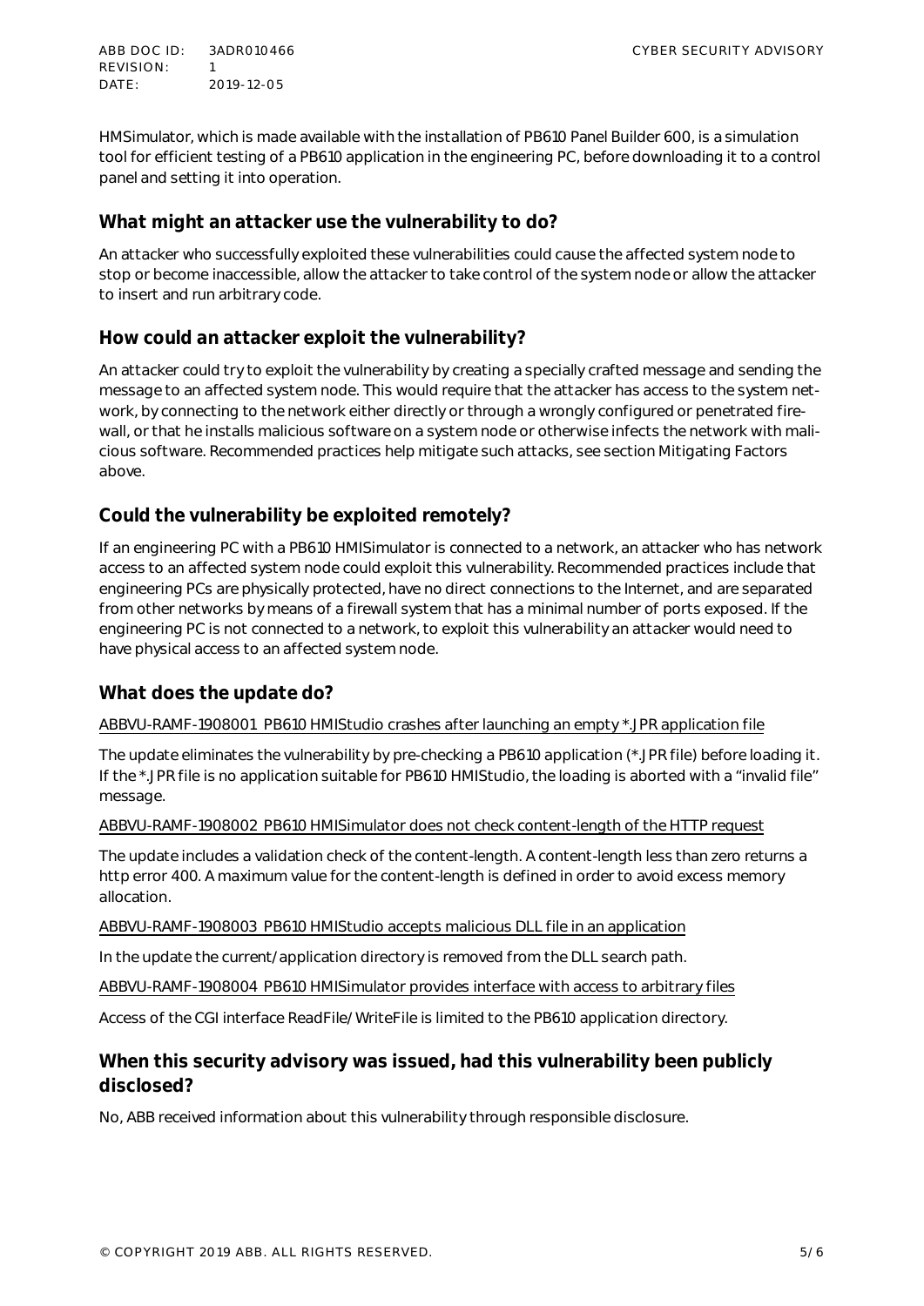HMSimulator, which is made available with the installation of PB610 Panel Builder 600, is a simulation tool for efficient testing of a PB610 application in the engineering PC, before downloading it to a control panel and setting it into operation.

## What might an attacker use the vulnerability to do?

An attacker who successfully exploited these vulnerabilities could cause the affected system node to stop or become inaccessible, allow the attacker to take control of the system node or allow the attacker to insert and run arbitrary code.

## How could an attacker exploit the vulnerability?

An attacker could try to exploit the vulnerability by creating a specially crafted message and sending the message to an affected system node. This would require that the attacker has access to the system network, by connecting to the network either directly or through a wrongly configured or penetrated firewall, or that he installs malicious software on a system node or otherwise infects the network with malicious software. Recommended practices help mitigate such attacks, see section Mitigating Factors above.

## Could the vulnerability be exploited remotely?

If an engineering PC with a PB610 HMISimulator is connected to a network, an attacker who has network access to an affected system node could exploit this vulnerability. Recommended practices include that engineering PCs are physically protected, have no direct connections to the Internet, and are separated from other networks by means of a firewall system that has a minimal number of ports exposed. If the engineering PC is not connected to a network, to exploit this vulnerability an attacker would need to have physical access to an affected system node.

## What does the update do?

ABBVU-RAMF-1908001 PB610 HMIStudio crashes after launching an empty *.JPR application file

The update eliminates the vulnerability by pre-checking a PB610 application (*.JPR file) before loading it. If the *.JPR file is no application suitable for PB610 HMIStudio, the loading is aborted with a "invalid file" message.

ABBVU-RAMF-1908002 PB610 HMISimulator does not check content-length of the HTTP request

The update includes a validation check of the content-length. A content-length less than zero returns a http error 400. A maximum value for the content-length is defined in order to avoid excess memory allocation.

ABBVU-RAMF-1908003 PB610 HMIStudio accepts malicious DLL file in an application

In the update the current/application directory is removed from the DLL search path.

ABBVU-RAMF-1908004 PB610 HMISimulator provides interface with access to arbitrary files

Access of the CGI interface ReadFile/WriteFile is limited to the PB610 application directory.

## When this security advisory was issued, had this vulnerability been publicly disclosed?

No, ABB received information about this vulnerability through responsible disclosure.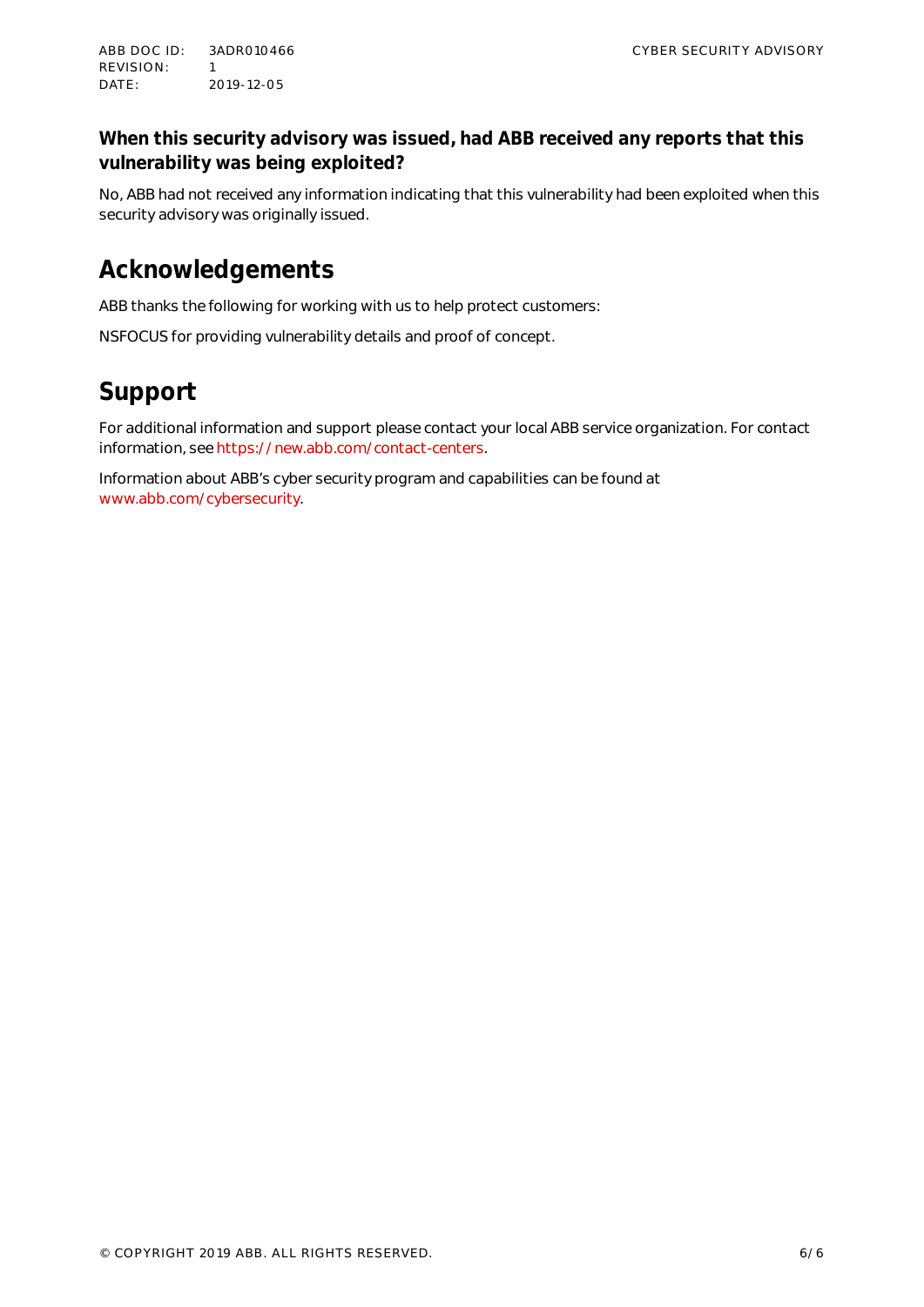### When this security advisory was issued, had ABB received any reports that this vulnerability was being exploited?

No, ABB had not received any information indicating that this vulnerability had been exploited when this security advisory was originally issued.

## Acknowledgements

ABB thanks the following for working with us to help protect customers:

NSFOCUS for providing vulnerability details and proof of concept.

## Support

For additional information and support please contact your local ABB service organization. For contact information, see https://new.abb.com/contact-centers.

Information about ABB's cyber security program and capabilities can be found at www.abb.com/cybersecurity.